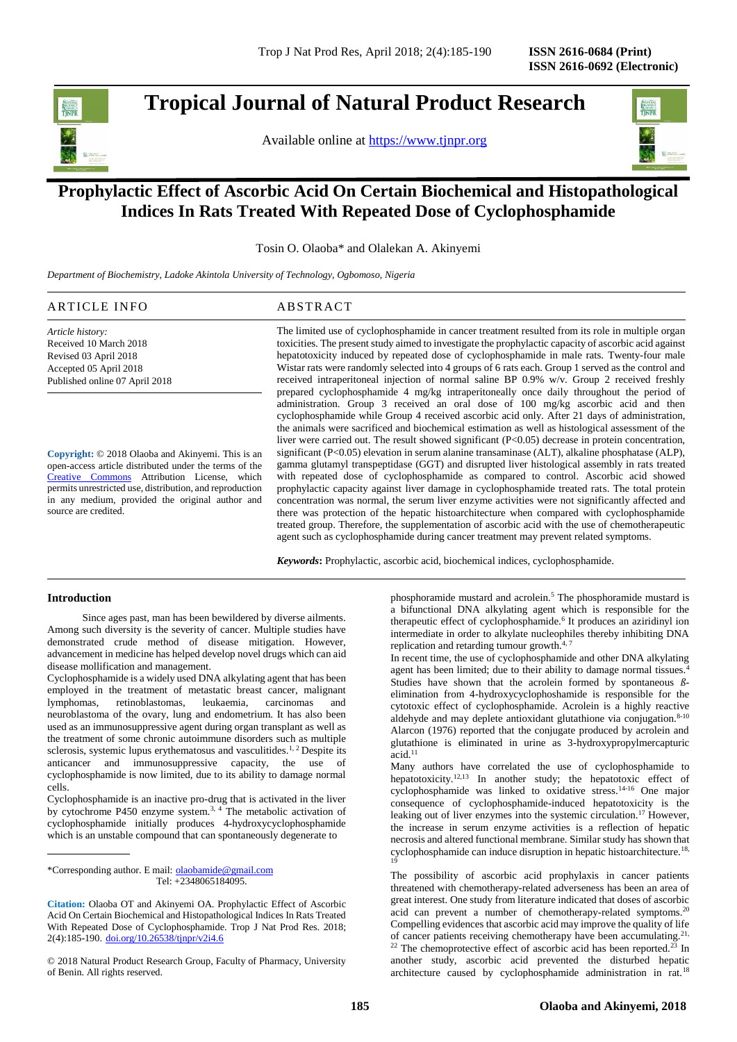ISSN 2616-0684 (Print)
ISSN 2616-0692 (Electronic)

# Tropical Journal of Natural Product Research

Available online at https://www.tjnpr.org

## Prophylactic Effect of Ascorbic Acid On Certain Biochemical and Histopathological Indices In Rats Treated With Repeated Dose of Cyclophosphamide

Tosin O. Olaoba* and Olalekan A. Akinyemi

*Department of Biochemistry, Ladoke Akintola University of Technology, Ogbomoso, Nigeria*

### ARTICLE INFO

*Article history:*
Received 10 March 2018
Revised 03 April 2018
Accepted 05 April 2018
Published online 07 April 2018

**Copyright:** © 2018 Olaoba and Akinyemi. This is an open-access article distributed under the terms of the Creative Commons Attribution License, which permits unrestricted use, distribution, and reproduction in any medium, provided the original author and source are credited.

### ABSTRACT

The limited use of cyclophosphamide in cancer treatment resulted from its role in multiple organ toxicities. The present study aimed to investigate the prophylactic capacity of ascorbic acid against hepatotoxicity induced by repeated dose of cyclophosphamide in male rats. Twenty-four male Wistar rats were randomly selected into 4 groups of 6 rats each. Group 1 served as the control and received intraperitoneal injection of normal saline BP 0.9% w/v. Group 2 received freshly prepared cyclophosphamide 4 mg/kg intraperitoneally once daily throughout the period of administration. Group 3 received an oral dose of 100 mg/kg ascorbic acid and then cyclophosphamide while Group 4 received ascorbic acid only. After 21 days of administration, the animals were sacrificed and biochemical estimation as well as histological assessment of the liver were carried out. The result showed significant ($P<0.05$) decrease in protein concentration, significant ($P<0.05$) elevation in serum alanine transaminase (ALT), alkaline phosphatase (ALP), gamma glutamyl transpeptidase (GGT) and disrupted liver histological assembly in rats treated with repeated dose of cyclophosphamide as compared to control. Ascorbic acid showed prophylactic capacity against liver damage in cyclophosphamide treated rats. The total protein concentration was normal, the serum liver enzyme activities were not significantly affected and there was protection of the hepatic histoarchitecture when compared with cyclophosphamide treated group. Therefore, the supplementation of ascorbic acid with the use of chemotherapeutic agent such as cyclophosphamide during cancer treatment may prevent related symptoms.

***Keywords*:** Prophylactic, ascorbic acid, biochemical indices, cyclophosphamide.

## Introduction

Since ages past, man has been bewildered by diverse ailments. Among such diversity is the severity of cancer. Multiple studies have demonstrated crude method of disease mitigation. However, advancement in medicine has helped develop novel drugs which can aid disease mollification and management.

Cyclophosphamide is a widely used DNA alkylating agent that has been employed in the treatment of metastatic breast cancer, malignant lymphomas, retinoblastomas, leukaemia, carcinomas and neuroblastoma of the ovary, lung and endometrium. It has also been used as an immunosuppressive agent during organ transplant as well as the treatment of some chronic autoimmune disorders such as multiple sclerosis, systemic lupus erythematosus and vasculitides.[1, 2] Despite its anticancer and immunosuppressive capacity, the use of cyclophosphamide is now limited, due to its ability to damage normal cells.

Cyclophosphamide is an inactive pro-drug that is activated in the liver by cytochrome P450 enzyme system.[3, 4] The metabolic activation of cyclophosphamide initially produces 4-hydroxycyclophosphamide which is an unstable compound that can spontaneously degenerate to phosphoramide mustard and acrolein.[5] The phosphoramide mustard is a bifunctional DNA alkylating agent which is responsible for the therapeutic effect of cyclophosphamide.[6] It produces an aziridinyl ion intermediate in order to alkylate nucleophiles thereby inhibiting DNA replication and retarding tumour growth.[4, 7]

In recent time, the use of cyclophosphamide and other DNA alkylating agent has been limited; due to their ability to damage normal tissues.[4] Studies have shown that the acrolein formed by spontaneous ß-elimination from 4-hydroxycyclophoshamide is responsible for the cytotoxic effect of cyclophosphamide. Acrolein is a highly reactive aldehyde and may deplete antioxidant glutathione via conjugation.[8-10] Alarcon (1976) reported that the conjugate produced by acrolein and glutathione is eliminated in urine as 3-hydroxypropylmercapturic acid.[11]

Many authors have correlated the use of cyclophosphamide to hepatotoxicity.[12,13] In another study; the hepatotoxic effect of cyclophosphamide was linked to oxidative stress.[14-16] One major consequence of cyclophosphamide-induced hepatotoxicity is the leaking out of liver enzymes into the systemic circulation.[17] However, the increase in serum enzyme activities is a reflection of hepatic necrosis and altered functional membrane. Similar study has shown that cyclophosphamide can induce disruption in hepatic histoarchitecture.[18, 19]

The possibility of ascorbic acid prophylaxis in cancer patients threatened with chemotherapy-related adverseness has been an area of great interest. One study from literature indicated that doses of ascorbic acid can prevent a number of chemotherapy-related symptoms.[20] Compelling evidences that ascorbic acid may improve the quality of life of cancer patients receiving chemotherapy have been accumulating.[21, 22] The chemoprotective effect of ascorbic acid has been reported.[23] In another study, ascorbic acid prevented the disturbed hepatic architecture caused by cyclophosphamide administration in rat.[18]

*Corresponding author. E mail: olaobamide@gmail.com
Tel: +2348065184095.

**Citation:** Olaoba OT and Akinyemi OA. Prophylactic Effect of Ascorbic Acid On Certain Biochemical and Histopathological Indices In Rats Treated With Repeated Dose of Cyclophosphamide. Trop J Nat Prod Res. 2018; 2(4):185-190. doi.org/10.26538/tjnpr/v2i4.6

© 2018 Natural Product Research Group, Faculty of Pharmacy, University of Benin. All rights reserved.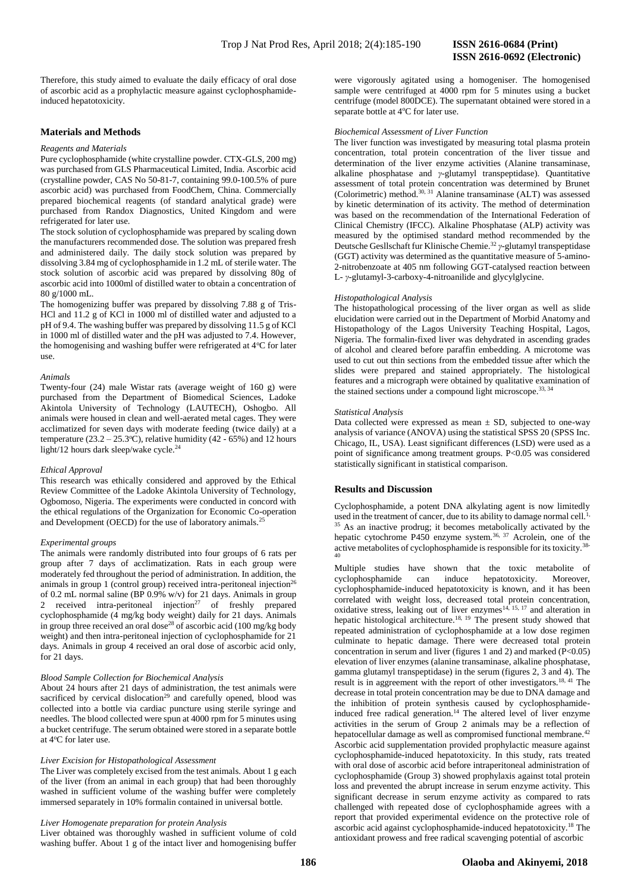Therefore, this study aimed to evaluate the daily efficacy of oral dose of ascorbic acid as a prophylactic measure against cyclophosphamide-induced hepatotoxicity.

## Materials and Methods

### *Reagents and Materials*

Pure cyclophosphamide (white crystalline powder. CTX-GLS, 200 mg) was purchased from GLS Pharmaceutical Limited, India. Ascorbic acid (crystalline powder, CAS No 50-81-7, containing 99.0-100.5% of pure ascorbic acid) was purchased from FoodChem, China. Commercially prepared biochemical reagents (of standard analytical grade) were purchased from Randox Diagnostics, United Kingdom and were refrigerated for later use.

The stock solution of cyclophosphamide was prepared by scaling down the manufacturers recommended dose. The solution was prepared fresh and administered daily. The daily stock solution was prepared by dissolving 3.84 mg of cyclophosphamide in 1.2 mL of sterile water. The stock solution of ascorbic acid was prepared by dissolving 80g of ascorbic acid into 1000ml of distilled water to obtain a concentration of 80 g/1000 mL.

The homogenizing buffer was prepared by dissolving 7.88 g of Tris-HCl and 11.2 g of KCl in 1000 ml of distilled water and adjusted to a pH of 9.4. The washing buffer was prepared by dissolving 11.5 g of KCl in 1000 ml of distilled water and the pH was adjusted to 7.4. However, the homogenising and washing buffer were refrigerated at 4°C for later use.

### *Animals*

Twenty-four (24) male Wistar rats (average weight of 160 g) were purchased from the Department of Biomedical Sciences, Ladoke Akintola University of Technology (LAUTECH), Oshogbo. All animals were housed in clean and well-aerated metal cages. They were acclimatized for seven days with moderate feeding (twice daily) at a temperature (23.2 – 25.3°C), relative humidity (42 - 65%) and 12 hours light/12 hours dark sleep/wake cycle.[24]

### *Ethical Approval*

This research was ethically considered and approved by the Ethical Review Committee of the Ladoke Akintola University of Technology, Ogbomoso, Nigeria. The experiments were conducted in concord with the ethical regulations of the Organization for Economic Co-operation and Development (OECD) for the use of laboratory animals.[25]

### *Experimental groups*

The animals were randomly distributed into four groups of 6 rats per group after 7 days of acclimatization. Rats in each group were moderately fed throughout the period of administration. In addition, the animals in group 1 (control group) received intra-peritoneal injection[26] of 0.2 mL normal saline (BP 0.9% w/v) for 21 days. Animals in group 2 received intra-peritoneal injection[27] of freshly prepared cyclophosphamide (4 mg/kg body weight) daily for 21 days. Animals in group three received an oral dose[28] of ascorbic acid (100 mg/kg body weight) and then intra-peritoneal injection of cyclophosphamide for 21 days. Animals in group 4 received an oral dose of ascorbic acid only, for 21 days.

### *Blood Sample Collection for Biochemical Analysis*

About 24 hours after 21 days of administration, the test animals were sacrificed by cervical dislocation[29] and carefully opened, blood was collected into a bottle via cardiac puncture using sterile syringe and needles. The blood collected were spun at 4000 rpm for 5 minutes using a bucket centrifuge. The serum obtained were stored in a separate bottle at 4°C for later use.

### *Liver Excision for Histopathological Assessment*

The Liver was completely excised from the test animals. About 1 g each of the liver (from an animal in each group) that had been thoroughly washed in sufficient volume of the washing buffer were completely immersed separately in 10% formalin contained in universal bottle.

### *Liver Homogenate preparation for protein Analysis*

Liver obtained was thoroughly washed in sufficient volume of cold washing buffer. About 1 g of the intact liver and homogenising buffer were vigorously agitated using a homogeniser. The homogenised sample were centrifuged at 4000 rpm for 5 minutes using a bucket centrifuge (model 800DCE). The supernatant obtained were stored in a separate bottle at 4°C for later use.

### *Biochemical Assessment of Liver Function*

The liver function was investigated by measuring total plasma protein concentration, total protein concentration of the liver tissue and determination of the liver enzyme activities (Alanine transaminase, alkaline phosphatase and γ-glutamyl transpeptidase). Quantitative assessment of total protein concentration was determined by Brunet (Colorimetric) method.[30, 31] Alanine transaminase (ALT) was assessed by kinetic determination of its activity. The method of determination was based on the recommendation of the International Federation of Clinical Chemistry (IFCC). Alkaline Phosphatase (ALP) activity was measured by the optimised standard method recommended by the Deutsche Gesllschaft fur Klinische Chemie.[32] γ-glutamyl transpeptidase (GGT) activity was determined as the quantitative measure of 5-amino-2-nitrobenzoate at 405 nm following GGT-catalysed reaction between L- γ-glutamyl-3-carboxy-4-nitroanilide and glycylglycine.

### *Histopathological Analysis*

The histopathological processing of the liver organ as well as slide elucidation were carried out in the Department of Morbid Anatomy and Histopathology of the Lagos University Teaching Hospital, Lagos, Nigeria. The formalin-fixed liver was dehydrated in ascending grades of alcohol and cleared before paraffin embedding. A microtome was used to cut out thin sections from the embedded tissue after which the slides were prepared and stained appropriately. The histological features and a micrograph were obtained by qualitative examination of the stained sections under a compound light microscope.[33, 34]

### *Statistical Analysis*

Data collected were expressed as mean ± SD, subjected to one-way analysis of variance (ANOVA) using the statistical SPSS 20 (SPSS Inc. Chicago, IL, USA). Least significant differences (LSD) were used as a point of significance among treatment groups. $P<0.05$ was considered statistically significant in statistical comparison.

## Results and Discussion

Cyclophosphamide, a potent DNA alkylating agent is now limitedly used in the treatment of cancer, due to its ability to damage normal cell.[1, 35] As an inactive prodrug; it becomes metabolically activated by the hepatic cytochrome P450 enzyme system.[36, 37] Acrolein, one of the active metabolites of cyclophosphamide is responsible for its toxicity.[38-40]

Multiple studies have shown that the toxic metabolite of cyclophosphamide can induce hepatotoxicity. Moreover, cyclophosphamide-induced hepatotoxicity is known, and it has been correlated with weight loss, decreased total protein concentration, oxidative stress, leaking out of liver enzymes[14, 15, 17] and alteration in hepatic histological architecture.[18, 19] The present study showed that repeated administration of cyclophosphamide at a low dose regimen culminate to hepatic damage. There were decreased total protein concentration in serum and liver (figures 1 and 2) and marked ($P<0.05$) elevation of liver enzymes (alanine transaminase, alkaline phosphatase, gamma glutamyl transpeptidase) in the serum (figures 2, 3 and 4). The result is in agreement with the report of other investigators.[18, 41] The decrease in total protein concentration may be due to DNA damage and the inhibition of protein synthesis caused by cyclophosphamide-induced free radical generation.[14] The altered level of liver enzyme activities in the serum of Group 2 animals may be a reflection of hepatocellular damage as well as compromised functional membrane.[42] Ascorbic acid supplementation provided prophylactic measure against cyclophosphamide-induced hepatotoxicity. In this study, rats treated with oral dose of ascorbic acid before intraperitoneal administration of cyclophosphamide (Group 3) showed prophylaxis against total protein loss and prevented the abrupt increase in serum enzyme activity. This significant decrease in serum enzyme activity as compared to rats challenged with repeated dose of cyclophosphamide agrees with a report that provided experimental evidence on the protective role of ascorbic acid against cyclophosphamide-induced hepatotoxicity.[18] The antioxidant prowess and free radical scavenging potential of ascorbic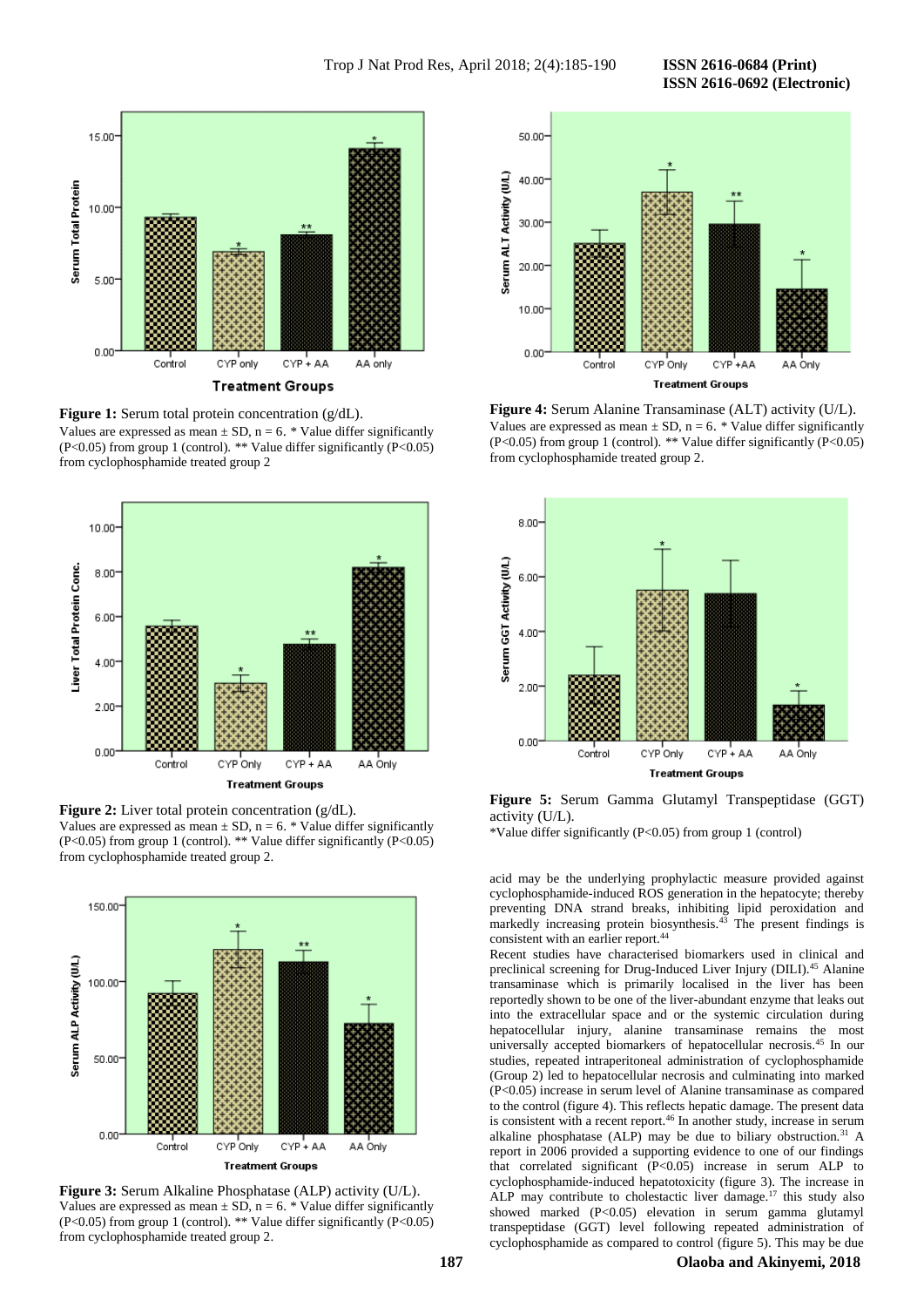**Figure 1:** Serum total protein concentration (g/dL).
Values are expressed as mean ± SD, n = 6. * Value differ significantly ($P<0.05$) from group 1 (control). ** Value differ significantly ($P<0.05$) from cyclophosphamide treated group 2

**Figure 2:** Liver total protein concentration (g/dL).
Values are expressed as mean ± SD, n = 6. * Value differ significantly ($P<0.05$) from group 1 (control). ** Value differ significantly ($P<0.05$) from cyclophosphamide treated group 2.

**Figure 3:** Serum Alkaline Phosphatase (ALP) activity (U/L).
Values are expressed as mean ± SD, n = 6. * Value differ significantly ($P<0.05$) from group 1 (control). ** Value differ significantly ($P<0.05$) from cyclophosphamide treated group 2.

**Figure 4:** Serum Alanine Transaminase (ALT) activity (U/L).
Values are expressed as mean ± SD, n = 6. * Value differ significantly ($P<0.05$) from group 1 (control). ** Value differ significantly ($P<0.05$) from cyclophosphamide treated group 2.

**Figure 5:** Serum Gamma Glutamyl Transpeptidase (GGT) activity (U/L).
*Value differ significantly ($P<0.05$) from group 1 (control)

acid may be the underlying prophylactic measure provided against cyclophosphamide-induced ROS generation in the hepatocyte; thereby preventing DNA strand breaks, inhibiting lipid peroxidation and markedly increasing protein biosynthesis.[43] The present findings is consistent with an earlier report.[44]

Recent studies have characterised biomarkers used in clinical and preclinical screening for Drug-Induced Liver Injury (DILI).[45] Alanine transaminase which is primarily localised in the liver has been reportedly shown to be one of the liver-abundant enzyme that leaks out into the extracellular space and or the systemic circulation during hepatocellular injury, alanine transaminase remains the most universally accepted biomarkers of hepatocellular necrosis.[45] In our studies, repeated intraperitoneal administration of cyclophosphamide (Group 2) led to hepatocellular necrosis and culminating into marked ($P<0.05$) increase in serum level of Alanine transaminase as compared to the control (figure 4). This reflects hepatic damage. The present data is consistent with a recent report.[46] In another study, increase in serum alkaline phosphatase (ALP) may be due to biliary obstruction.[31] A report in 2006 provided a supporting evidence to one of our findings that correlated significant ($P<0.05$) increase in serum ALP to cyclophosphamide-induced hepatotoxicity (figure 3). The increase in ALP may contribute to cholestatic liver damage.[17] this study also showed marked ($P<0.05$) elevation in serum gamma glutamyl transpeptidase (GGT) level following repeated administration of cyclophosphamide as compared to control (figure 5). This may be due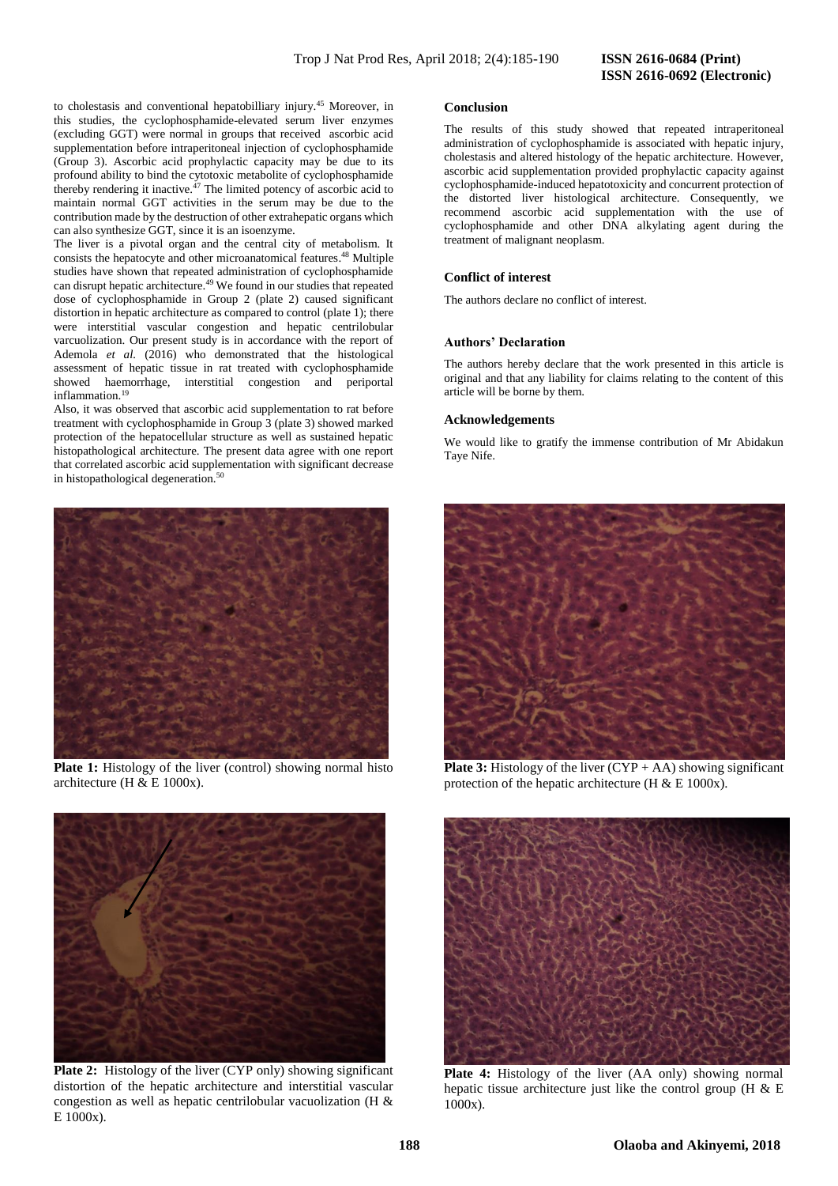to cholestasis and conventional hepatobilliary injury.[45] Moreover, in this studies, the cyclophosphamide-elevated serum liver enzymes (excluding GGT) were normal in groups that received ascorbic acid supplementation before intraperitoneal injection of cyclophosphamide (Group 3). Ascorbic acid prophylactic capacity may be due to its profound ability to bind the cytotoxic metabolite of cyclophosphamide thereby rendering it inactive.[47] The limited potency of ascorbic acid to maintain normal GGT activities in the serum may be due to the contribution made by the destruction of other extrahepatic organs which can also synthesize GGT, since it is an isoenzyme.

The liver is a pivotal organ and the central city of metabolism. It consists the hepatocyte and other microanatomical features.[48] Multiple studies have shown that repeated administration of cyclophosphamide can disrupt hepatic architecture.[49] We found in our studies that repeated dose of cyclophosphamide in Group 2 (plate 2) caused significant distortion in hepatic architecture as compared to control (plate 1); there were interstitial vascular congestion and hepatic centrilobular varcuolization. Our present study is in accordance with the report of Ademola *et al.* (2016) who demonstrated that the histological assessment of hepatic tissue in rat treated with cyclophosphamide showed haemorrhage, interstitial congestion and periportal inflammation.[19]

Also, it was observed that ascorbic acid supplementation to rat before treatment with cyclophosphamide in Group 3 (plate 3) showed marked protection of the hepatocellular structure as well as sustained hepatic histopathological architecture. The present data agree with one report that correlated ascorbic acid supplementation with significant decrease in histopathological degeneration.[50]

**Plate 1:** Histology of the liver (control) showing normal histo architecture (H & E 1000x).

**Plate 2:** Histology of the liver (CYP only) showing significant distortion of the hepatic architecture and interstitial vascular congestion as well as hepatic centrilobular vacuolization (H & E 1000x).

## Conclusion

The results of this study showed that repeated intraperitoneal administration of cyclophosphamide is associated with hepatic injury, cholestasis and altered histology of the hepatic architecture. However, ascorbic acid supplementation provided prophylactic capacity against cyclophosphamide-induced hepatotoxicity and concurrent protection of the distorted liver histological architecture. Consequently, we recommend ascorbic acid supplementation with the use of cyclophosphamide and other DNA alkylating agent during the treatment of malignant neoplasm.

## Conflict of interest

The authors declare no conflict of interest.

## Authors' Declaration

The authors hereby declare that the work presented in this article is original and that any liability for claims relating to the content of this article will be borne by them.

## Acknowledgements

We would like to gratify the immense contribution of Mr Abidakun Taye Nife.

**Plate 3:** Histology of the liver (CYP + AA) showing significant protection of the hepatic architecture (H & E 1000x).

**Plate 4:** Histology of the liver (AA only) showing normal hepatic tissue architecture just like the control group (H & E 1000x).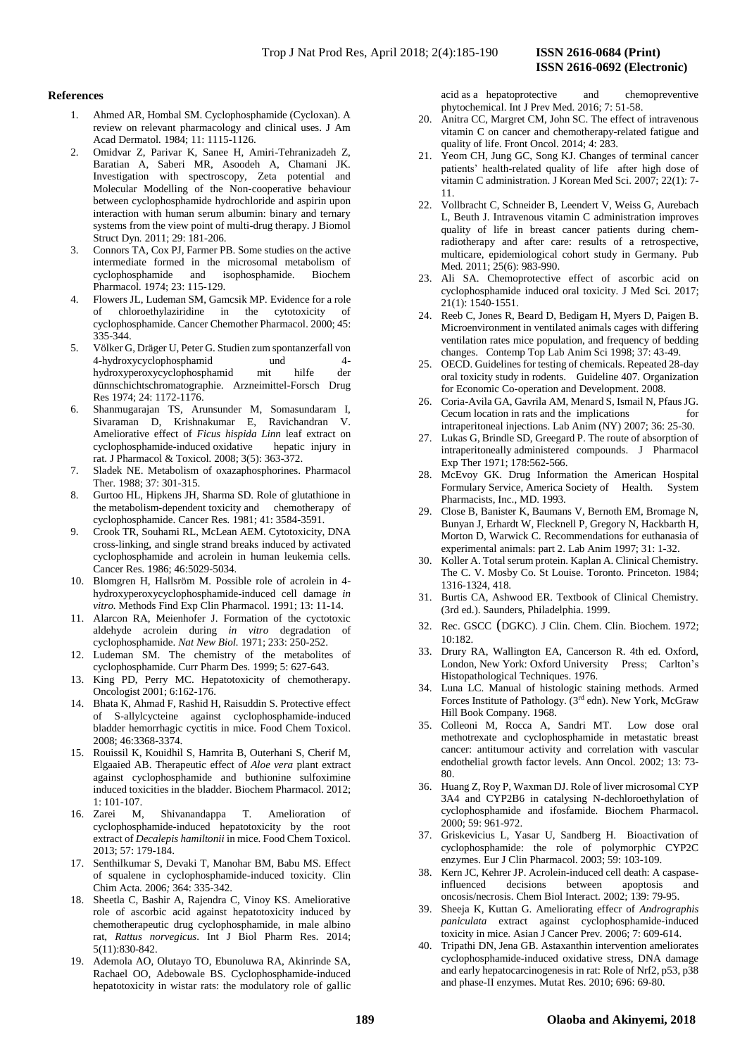## References

1. Ahmed AR, Hombal SM. Cyclophosphamide (Cycloxan). A review on relevant pharmacology and clinical uses. J Am Acad Dermatol. 1984; 11: 1115-1126.
2. Omidvar Z, Parivar K, Sanee H, Amiri-Tehranizadeh Z, Baratian A, Saberi MR, Asoodeh A, Chamani JK. Investigation with spectroscopy, Zeta potential and Molecular Modelling of the Non-cooperative behaviour between cyclophosphamide hydrochloride and aspirin upon interaction with human serum albumin: binary and ternary systems from the view point of multi-drug therapy. J Biomol Struct Dyn. 2011; 29: 181-206.
3. Connors TA, Cox PJ, Farmer PB. Some studies on the active intermediate formed in the microsomal metabolism of cyclophosphamide and isophosphamide. Biochem Pharmacol. 1974; 23: 115-129.
4. Flowers JL, Ludeman SM, Gamcsik MP. Evidence for a role of chloroethylaziridine in the cytotoxicity of cyclophosphamide. Cancer Chemother Pharmacol. 2000; 45: 335-344.
5. Völker G, Dräger U, Peter G. Studien zum spontanzerfall von 4-hydroxycyclophosphamid und 4-hydroxyperoxycyclophosphamid mit hilfe der dünnschichtschromatographie. Arzneimittel-Forsch Drug Res 1974; 24: 1172-1176.
6. Shanmugarajan TS, Arunsunder M, Somasundaram I, Sivaraman D, Krishnakumar E, Ravichandran V. Ameliorative effect of *Ficus hispida Linn* leaf extract on cyclophosphamide-induced oxidative hepatic injury in rat. J Pharmacol & Toxicol. 2008; 3(5): 363-372.
7. Sladek NE. Metabolism of oxazaphosphorines. Pharmacol Ther. 1988; 37: 301-315.
8. Gurtoo HL, Hipkens JH, Sharma SD. Role of glutathione in the metabolism-dependent toxicity and chemotherapy of cyclophosphamide. Cancer Res. 1981; 41: 3584-3591.
9. Crook TR, Souhami RL, McLean AEM. Cytotoxicity, DNA cross-linking, and single strand breaks induced by activated cyclophosphamide and acrolein in human leukemia cells. Cancer Res. 1986; 46:5029-5034.
10. Blomgren H, Hallsröm M. Possible role of acrolein in 4-hydroxyperoxycyclophosphamide-induced cell damage *in vitro.* Methods Find Exp Clin Pharmacol. 1991; 13: 11-14.
11. Alarcon RA, Meienhofer J. Formation of the cyctotoxic aldehyde acrolein during *in vitro* degradation of cyclophosphamide. *Nat New Biol.* 1971; 233: 250-252.
12. Ludeman SM. The chemistry of the metabolites of cyclophosphamide. Curr Pharm Des. 1999; 5: 627-643.
13. King PD, Perry MC. Hepatotoxicity of chemotherapy. Oncologist 2001; 6:162-176.
14. Bhata K, Ahmad F, Rashid H, Raisuddin S. Protective effect of S-allylcycteine against cyclophosphamide-induced bladder hemorrhagic cyctitis in mice. Food Chem Toxicol. 2008; 46:3368-3374.
15. Rouissil K, Kouidhil S, Hamrita B, Outerhani S, Cherif M, Elgaaied AB. Therapeutic effect of *Aloe vera* plant extract against cyclophosphamide and buthionine sulfoximine induced toxicities in the bladder. Biochem Pharmacol. 2012; 1: 101-107.
16. Zarei M, Shivanandappa T. Amelioration of cyclophosphamide-induced hepatotoxicity by the root extract of *Decalepis hamiltonii* in mice. Food Chem Toxicol. 2013; 57: 179-184.
17. Senthilkumar S, Devaki T, Manohar BM, Babu MS. Effect of squalene in cyclophosphamide-induced toxicity. Clin Chim Acta. 2006*;* 364: 335-342.
18. Sheetla C, Bashir A, Rajendra C, Vinoy KS. Ameliorative role of ascorbic acid against hepatotoxicity induced by chemotherapeutic drug cyclophosphamide, in male albino rat, *Rattus norvegicus*. Int J Biol Pharm Res. 2014; 5(11):830-842.
19. Ademola AO, Olutayo TO, Ebunoluwa RA, Akinrinde SA, Rachael OO, Adebowale BS. Cyclophosphamide-induced hepatotoxicity in wistar rats: the modulatory role of gallic acid as a hepatoprotective and chemopreventive phytochemical. Int J Prev Med. 2016; 7: 51-58.
20. Anitra CC, Margret CM, John SC. The effect of intravenous vitamin C on cancer and chemotherapy-related fatigue and quality of life. Front Oncol. 2014; 4: 283.
21. Yeom CH, Jung GC, Song KJ. Changes of terminal cancer patients' health-related quality of life after high dose of vitamin C administration. J Korean Med Sci. 2007; 22(1): 7-11.
22. Vollbracht C, Schneider B, Leendert V, Weiss G, Aurebach L, Beuth J. Intravenous vitamin C administration improves quality of life in breast cancer patients during chem-radiotherapy and after care: results of a retrospective, multicare, epidemiological cohort study in Germany. Pub Med. 2011; 25(6): 983-990.
23. Ali SA. Chemoprotective effect of ascorbic acid on cyclophosphamide induced oral toxicity. J Med Sci. 2017; 21(1): 1540-1551.
24. Reeb C, Jones R, Beard D, Bedigam H, Myers D, Paigen B. Microenvironment in ventilated animals cages with differing ventilation rates mice population, and frequency of bedding changes. Contemp Top Lab Anim Sci 1998; 37: 43-49.
25. OECD. Guidelines for testing of chemicals. Repeated 28-day oral toxicity study in rodents. Guideline 407. Organization for Economic Co-operation and Development. 2008.
26. Coria-Avila GA, Gavrila AM, Menard S, Ismail N, Pfaus JG. Cecum location in rats and the implications for intraperitoneal injections. Lab Anim (NY) 2007; 36: 25-30.
27. Lukas G, Brindle SD, Greegard P. The route of absorption of intraperitoneally administered compounds. J Pharmacol Exp Ther 1971; 178:562-566.
28. McEvoy GK. Drug Information the American Hospital Formulary Service, America Society of Health. System Pharmacists, Inc., MD. 1993.
29. Close B, Banister K, Baumans V, Bernoth EM, Bromage N, Bunyan J, Erhardt W, Flecknell P, Gregory N, Hackbarth H, Morton D, Warwick C. Recommendations for euthanasia of experimental animals: part 2. Lab Anim 1997; 31: 1-32.
30. Koller A. Total serum protein. Kaplan A. Clinical Chemistry. The C. V. Mosby Co. St Louise. Toronto. Princeton. 1984; 1316-1324, 418.
31. Burtis CA, Ashwood ER. Textbook of Clinical Chemistry. (3rd ed.). Saunders, Philadelphia. 1999.
32. Rec. GSCC (DGKC). J Clin. Chem. Clin. Biochem. 1972; 10:182.
33. Drury RA, Wallington EA, Cancerson R. 4th ed. Oxford, London, New York: Oxford University Press; Carlton's Histopathological Techniques. 1976.
34. Luna LC. Manual of histologic staining methods. Armed Forces Institute of Pathology. (3rd edn). New York, McGraw Hill Book Company. 1968.
35. Colleoni M, Rocca A, Sandri MT. Low dose oral methotrexate and cyclophosphamide in metastatic breast cancer: antitumour activity and correlation with vascular endothelial growth factor levels. Ann Oncol. 2002; 13: 73-80.
36. Huang Z, Roy P, Waxman DJ. Role of liver microsomal CYP 3A4 and CYP2B6 in catalysing N-dechloroethylation of cyclophosphamide and ifosfamide. Biochem Pharmacol. 2000; 59: 961-972.
37. Griskevicius L, Yasar U, Sandberg H. Bioactivation of cyclophosphamide: the role of polymorphic CYP2C enzymes. Eur J Clin Pharmacol. 2003; 59: 103-109.
38. Kern JC, Kehrer JP. Acrolein-induced cell death: A caspase-influenced decisions between apoptosis and oncosis/necrosis. Chem Biol Interact. 2002; 139: 79-95.
39. Sheeja K, Kuttan G. Ameliorating effecr of *Andrographis paniculata* extract against cyclophosphamide-induced toxicity in mice. Asian J Cancer Prev. 2006; 7: 609-614.
40. Tripathi DN, Jena GB. Astaxanthin intervention ameliorates cyclophosphamide-induced oxidative stress, DNA damage and early hepatocarcinogenesis in rat: Role of Nrf2, p53, p38 and phase-II enzymes. Mutat Res. 2010; 696: 69-80.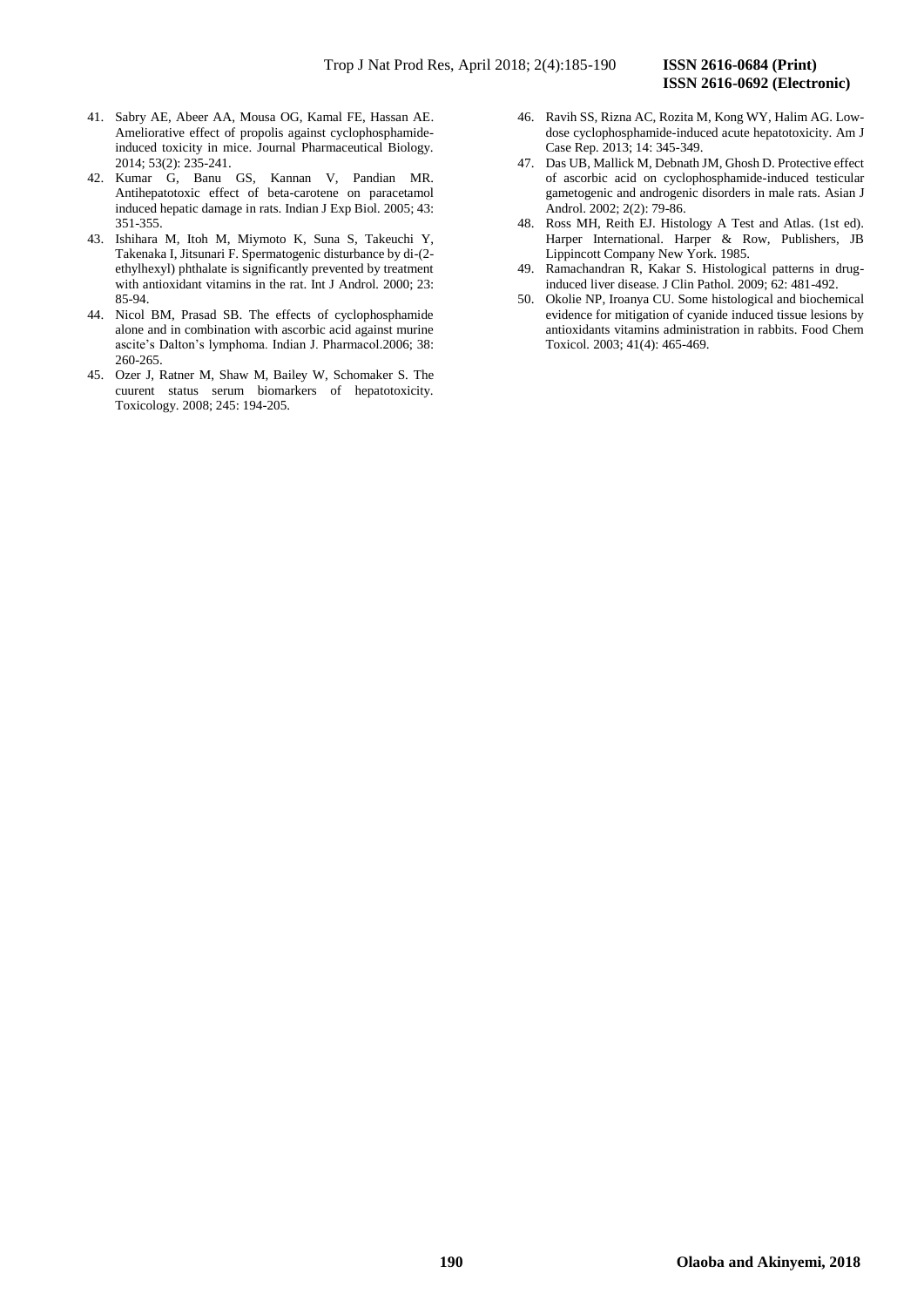41. Sabry AE, Abeer AA, Mousa OG, Kamal FE, Hassan AE. Ameliorative effect of propolis against cyclophosphamide-induced toxicity in mice. Journal Pharmaceutical Biology. 2014; 53(2): 235-241.
42. Kumar G, Banu GS, Kannan V, Pandian MR. Antihepatotoxic effect of beta-carotene on paracetamol induced hepatic damage in rats. Indian J Exp Biol. 2005; 43: 351-355.
43. Ishihara M, Itoh M, Miymoto K, Suna S, Takeuchi Y, Takenaka I, Jitsunari F. Spermatogenic disturbance by di-(2-ethylhexyl) phthalate is significantly prevented by treatment with antioxidant vitamins in the rat. Int J Androl. 2000; 23: 85-94.
44. Nicol BM, Prasad SB. The effects of cyclophosphamide alone and in combination with ascorbic acid against murine ascite's Dalton's lymphoma. Indian J. Pharmacol.2006; 38: 260-265.
45. Ozer J, Ratner M, Shaw M, Bailey W, Schomaker S. The cuurent status serum biomarkers of hepatotoxicity. Toxicology. 2008; 245: 194-205.
46. Ravih SS, Rizna AC, Rozita M, Kong WY, Halim AG. Low-dose cyclophosphamide-induced acute hepatotoxicity. Am J Case Rep. 2013; 14: 345-349.
47. Das UB, Mallick M, Debnath JM, Ghosh D. Protective effect of ascorbic acid on cyclophosphamide-induced testicular gametogenic and androgenic disorders in male rats. Asian J Androl. 2002; 2(2): 79-86.
48. Ross MH, Reith EJ. Histology A Test and Atlas. (1st ed). Harper International. Harper & Row, Publishers, JB Lippincott Company New York. 1985.
49. Ramachandran R, Kakar S. Histological patterns in drug-induced liver disease. J Clin Pathol. 2009; 62: 481-492.
50. Okolie NP, Iroanya CU. Some histological and biochemical evidence for mitigation of cyanide induced tissue lesions by antioxidants vitamins administration in rabbits. Food Chem Toxicol. 2003; 41(4): 465-469.